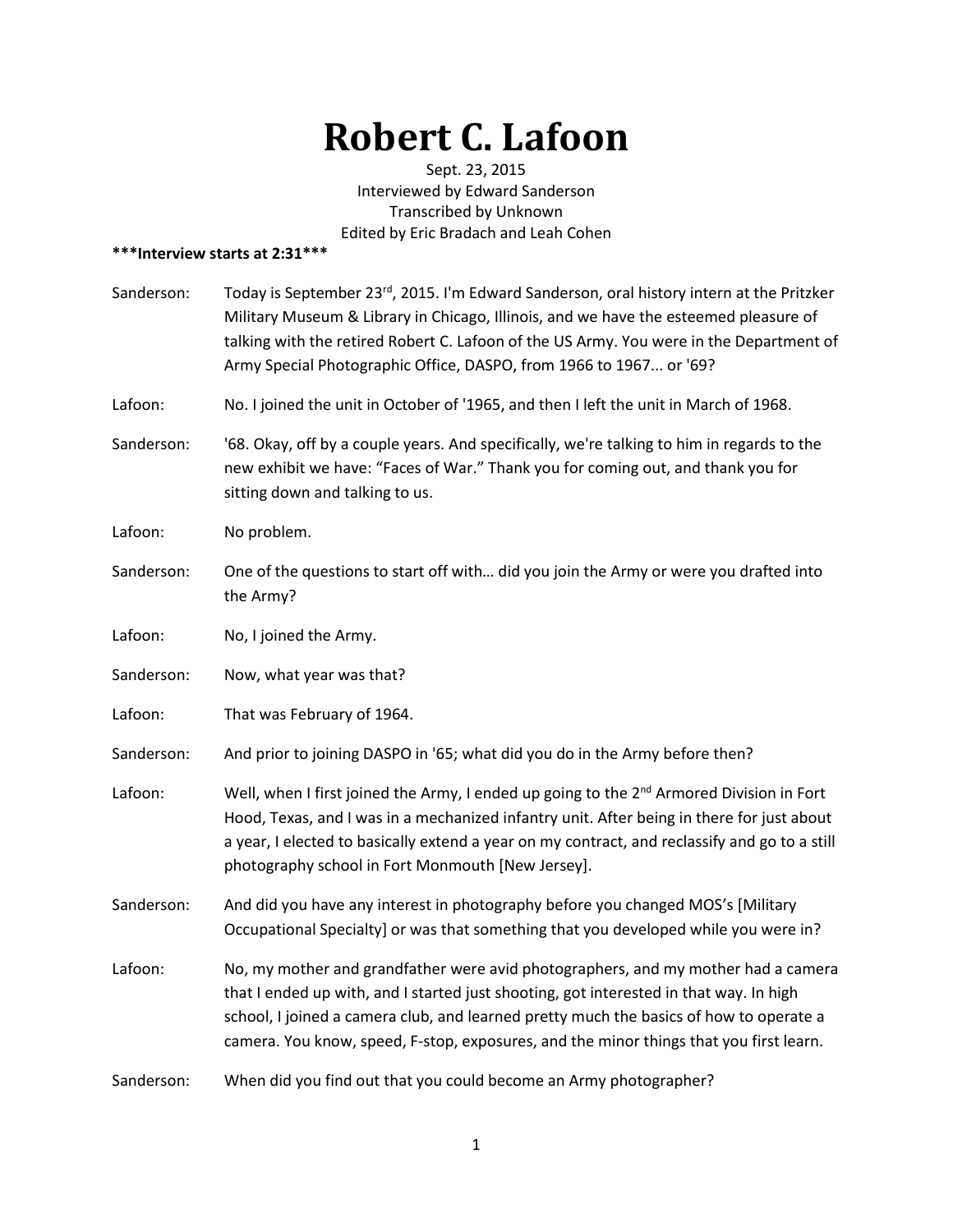# Robert C. Lafoon

Sept. 23, 2015
Interviewed by Edward Sanderson
Transcribed by Unknown
Edited by Eric Bradach and Leah Cohen

**\*\*\*Interview starts at 2:31\*\*\***

Sanderson: Today is September 23rd, 2015. I'm Edward Sanderson, oral history intern at the Pritzker Military Museum & Library in Chicago, Illinois, and we have the esteemed pleasure of talking with the retired Robert C. Lafoon of the US Army. You were in the Department of Army Special Photographic Office, DASPO, from 1966 to 1967... or '69?

Lafoon: No. I joined the unit in October of '1965, and then I left the unit in March of 1968.

Sanderson: '68. Okay, off by a couple years. And specifically, we're talking to him in regards to the new exhibit we have: "Faces of War." Thank you for coming out, and thank you for sitting down and talking to us.

Lafoon: No problem.

Sanderson: One of the questions to start off with… did you join the Army or were you drafted into the Army?

Lafoon: No, I joined the Army.

Sanderson: Now, what year was that?

Lafoon: That was February of 1964.

Sanderson: And prior to joining DASPO in '65; what did you do in the Army before then?

Lafoon: Well, when I first joined the Army, I ended up going to the 2nd Armored Division in Fort Hood, Texas, and I was in a mechanized infantry unit. After being in there for just about a year, I elected to basically extend a year on my contract, and reclassify and go to a still photography school in Fort Monmouth [New Jersey].

Sanderson: And did you have any interest in photography before you changed MOS's [Military Occupational Specialty] or was that something that you developed while you were in?

Lafoon: No, my mother and grandfather were avid photographers, and my mother had a camera that I ended up with, and I started just shooting, got interested in that way. In high school, I joined a camera club, and learned pretty much the basics of how to operate a camera. You know, speed, F-stop, exposures, and the minor things that you first learn.

Sanderson: When did you find out that you could become an Army photographer?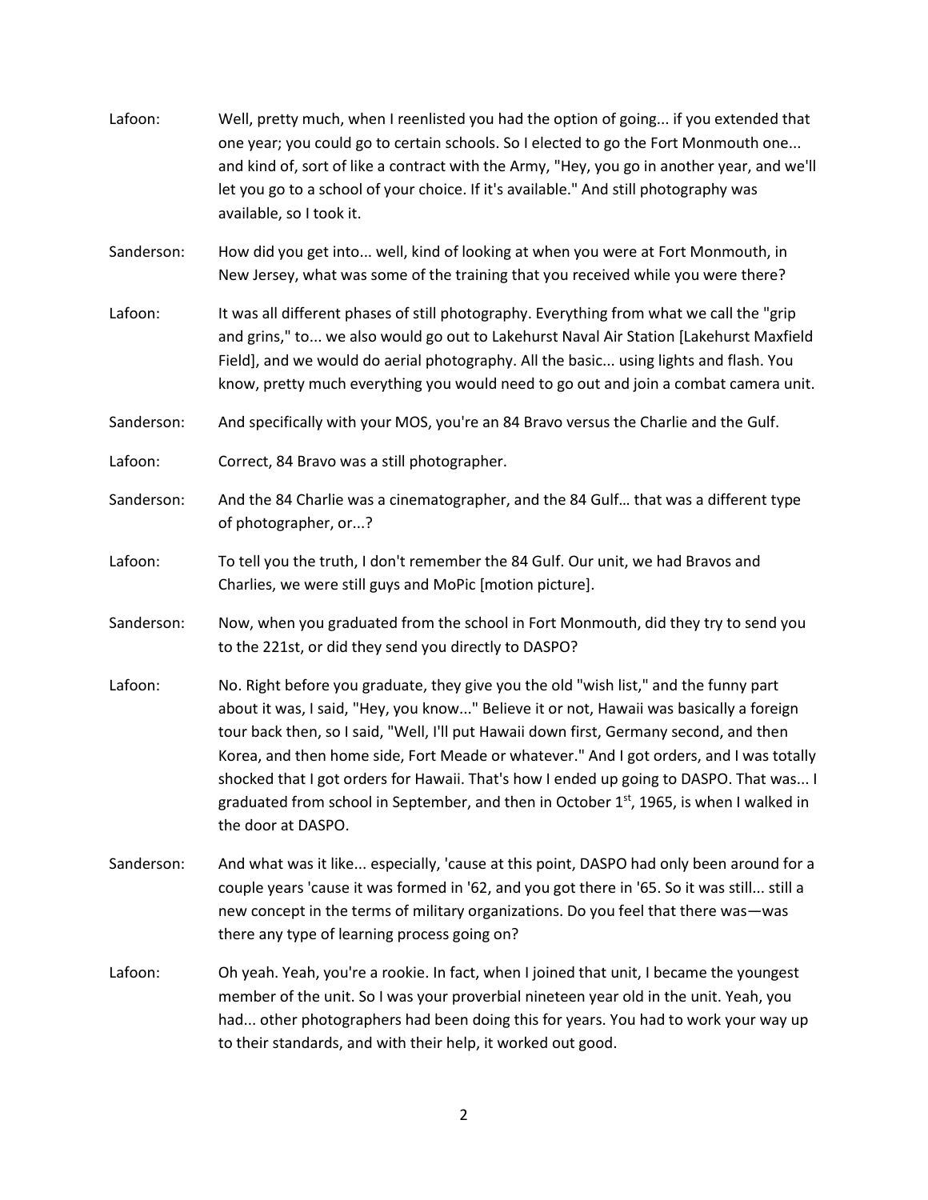Lafoon: Well, pretty much, when I reenlisted you had the option of going... if you extended that one year; you could go to certain schools. So I elected to go the Fort Monmouth one... and kind of, sort of like a contract with the Army, "Hey, you go in another year, and we'll let you go to a school of your choice. If it's available." And still photography was available, so I took it.

Sanderson: How did you get into... well, kind of looking at when you were at Fort Monmouth, in New Jersey, what was some of the training that you received while you were there?

Lafoon: It was all different phases of still photography. Everything from what we call the "grip and grins," to... we also would go out to Lakehurst Naval Air Station [Lakehurst Maxfield Field], and we would do aerial photography. All the basic... using lights and flash. You know, pretty much everything you would need to go out and join a combat camera unit.

Sanderson: And specifically with your MOS, you're an 84 Bravo versus the Charlie and the Gulf.

Lafoon: Correct, 84 Bravo was a still photographer.

Sanderson: And the 84 Charlie was a cinematographer, and the 84 Gulf… that was a different type of photographer, or...?

Lafoon: To tell you the truth, I don't remember the 84 Gulf. Our unit, we had Bravos and Charlies, we were still guys and MoPic [motion picture].

Sanderson: Now, when you graduated from the school in Fort Monmouth, did they try to send you to the 221st, or did they send you directly to DASPO?

Lafoon: No. Right before you graduate, they give you the old "wish list," and the funny part about it was, I said, "Hey, you know..." Believe it or not, Hawaii was basically a foreign tour back then, so I said, "Well, I'll put Hawaii down first, Germany second, and then Korea, and then home side, Fort Meade or whatever." And I got orders, and I was totally shocked that I got orders for Hawaii. That's how I ended up going to DASPO. That was... I graduated from school in September, and then in October 1st, 1965, is when I walked in the door at DASPO.

Sanderson: And what was it like... especially, 'cause at this point, DASPO had only been around for a couple years 'cause it was formed in '62, and you got there in '65. So it was still... still a new concept in the terms of military organizations. Do you feel that there was—was there any type of learning process going on?

Lafoon: Oh yeah. Yeah, you're a rookie. In fact, when I joined that unit, I became the youngest member of the unit. So I was your proverbial nineteen year old in the unit. Yeah, you had... other photographers had been doing this for years. You had to work your way up to their standards, and with their help, it worked out good.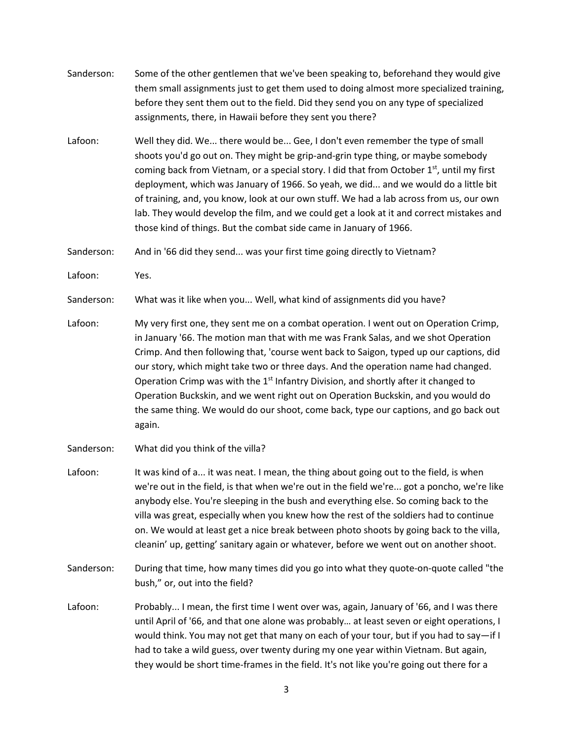Sanderson: Some of the other gentlemen that we've been speaking to, beforehand they would give them small assignments just to get them used to doing almost more specialized training, before they sent them out to the field. Did they send you on any type of specialized assignments, there, in Hawaii before they sent you there?

Lafoon: Well they did. We... there would be... Gee, I don't even remember the type of small shoots you'd go out on. They might be grip-and-grin type thing, or maybe somebody coming back from Vietnam, or a special story. I did that from October 1st, until my first deployment, which was January of 1966. So yeah, we did... and we would do a little bit of training, and, you know, look at our own stuff. We had a lab across from us, our own lab. They would develop the film, and we could get a look at it and correct mistakes and those kind of things. But the combat side came in January of 1966.

Sanderson: And in '66 did they send... was your first time going directly to Vietnam?

Lafoon: Yes.

Sanderson: What was it like when you... Well, what kind of assignments did you have?

Lafoon: My very first one, they sent me on a combat operation. I went out on Operation Crimp, in January '66. The motion man that with me was Frank Salas, and we shot Operation Crimp. And then following that, 'course went back to Saigon, typed up our captions, did our story, which might take two or three days. And the operation name had changed. Operation Crimp was with the 1st Infantry Division, and shortly after it changed to Operation Buckskin, and we went right out on Operation Buckskin, and you would do the same thing. We would do our shoot, come back, type our captions, and go back out again.

Sanderson: What did you think of the villa?

Lafoon: It was kind of a... it was neat. I mean, the thing about going out to the field, is when we're out in the field, is that when we're out in the field we're... got a poncho, we're like anybody else. You're sleeping in the bush and everything else. So coming back to the villa was great, especially when you knew how the rest of the soldiers had to continue on. We would at least get a nice break between photo shoots by going back to the villa, cleanin' up, getting' sanitary again or whatever, before we went out on another shoot.

Sanderson: During that time, how many times did you go into what they quote-on-quote called "the bush," or, out into the field?

Lafoon: Probably... I mean, the first time I went over was, again, January of '66, and I was there until April of '66, and that one alone was probably… at least seven or eight operations, I would think. You may not get that many on each of your tour, but if you had to say—if I had to take a wild guess, over twenty during my one year within Vietnam. But again, they would be short time-frames in the field. It's not like you're going out there for a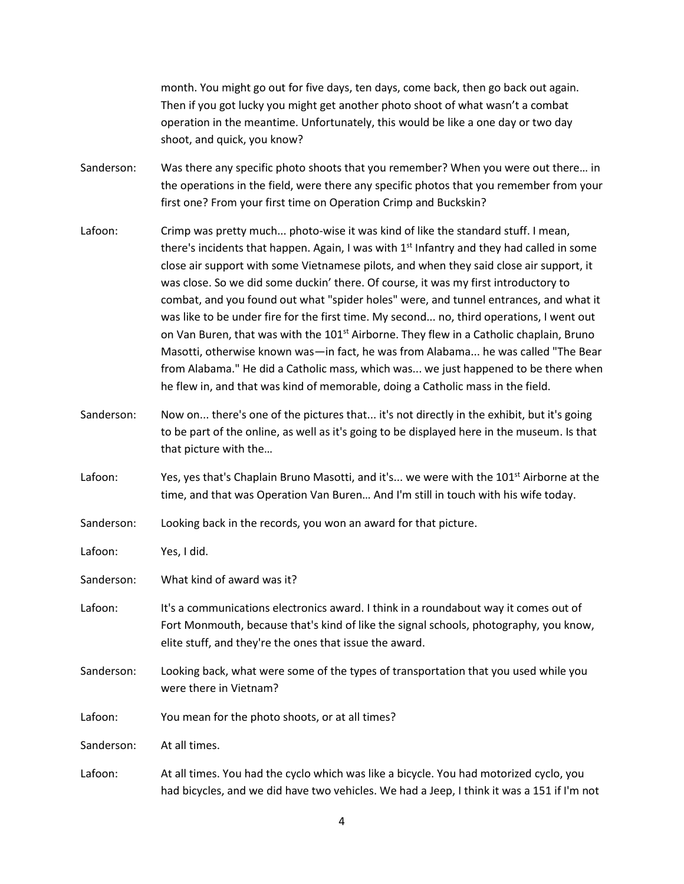month. You might go out for five days, ten days, come back, then go back out again. Then if you got lucky you might get another photo shoot of what wasn't a combat operation in the meantime. Unfortunately, this would be like a one day or two day shoot, and quick, you know?

Sanderson: Was there any specific photo shoots that you remember? When you were out there… in the operations in the field, were there any specific photos that you remember from your first one? From your first time on Operation Crimp and Buckskin?

Lafoon: Crimp was pretty much... photo-wise it was kind of like the standard stuff. I mean, there's incidents that happen. Again, I was with 1st Infantry and they had called in some close air support with some Vietnamese pilots, and when they said close air support, it was close. So we did some duckin' there. Of course, it was my first introductory to combat, and you found out what "spider holes" were, and tunnel entrances, and what it was like to be under fire for the first time. My second... no, third operations, I went out on Van Buren, that was with the 101st Airborne. They flew in a Catholic chaplain, Bruno Masotti, otherwise known was—in fact, he was from Alabama... he was called "The Bear from Alabama." He did a Catholic mass, which was... we just happened to be there when he flew in, and that was kind of memorable, doing a Catholic mass in the field.

Sanderson: Now on... there's one of the pictures that... it's not directly in the exhibit, but it's going to be part of the online, as well as it's going to be displayed here in the museum. Is that that picture with the…

Lafoon: Yes, yes that's Chaplain Bruno Masotti, and it's... we were with the 101st Airborne at the time, and that was Operation Van Buren… And I'm still in touch with his wife today.

Sanderson: Looking back in the records, you won an award for that picture.

Lafoon: Yes, I did.

Sanderson: What kind of award was it?

Lafoon: It's a communications electronics award. I think in a roundabout way it comes out of Fort Monmouth, because that's kind of like the signal schools, photography, you know, elite stuff, and they're the ones that issue the award.

Sanderson: Looking back, what were some of the types of transportation that you used while you were there in Vietnam?

Lafoon: You mean for the photo shoots, or at all times?

Sanderson: At all times.

Lafoon: At all times. You had the cyclo which was like a bicycle. You had motorized cyclo, you had bicycles, and we did have two vehicles. We had a Jeep, I think it was a 151 if I'm not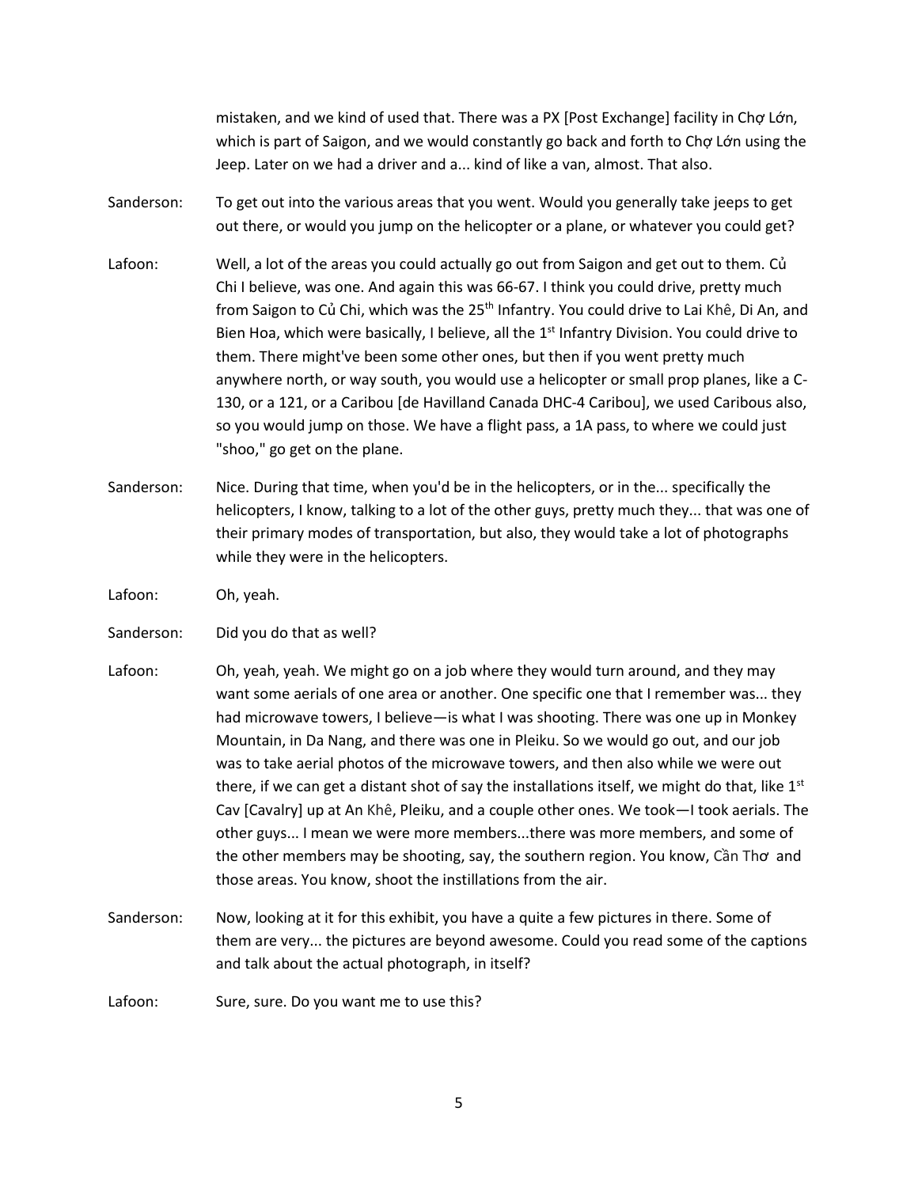mistaken, and we kind of used that. There was a PX [Post Exchange] facility in Chợ Lớn, which is part of Saigon, and we would constantly go back and forth to Chợ Lớn using the Jeep. Later on we had a driver and a... kind of like a van, almost. That also.

Sanderson: To get out into the various areas that you went. Would you generally take jeeps to get out there, or would you jump on the helicopter or a plane, or whatever you could get?

Lafoon: Well, a lot of the areas you could actually go out from Saigon and get out to them. Củ Chi I believe, was one. And again this was 66-67. I think you could drive, pretty much from Saigon to Củ Chi, which was the 25th Infantry. You could drive to Lai Khê, Di An, and Bien Hoa, which were basically, I believe, all the 1st Infantry Division. You could drive to them. There might've been some other ones, but then if you went pretty much anywhere north, or way south, you would use a helicopter or small prop planes, like a C-130, or a 121, or a Caribou [de Havilland Canada DHC-4 Caribou], we used Caribous also, so you would jump on those. We have a flight pass, a 1A pass, to where we could just "shoo," go get on the plane.

Sanderson: Nice. During that time, when you'd be in the helicopters, or in the... specifically the helicopters, I know, talking to a lot of the other guys, pretty much they... that was one of their primary modes of transportation, but also, they would take a lot of photographs while they were in the helicopters.

Lafoon: Oh, yeah.

Sanderson: Did you do that as well?

Lafoon: Oh, yeah, yeah. We might go on a job where they would turn around, and they may want some aerials of one area or another. One specific one that I remember was... they had microwave towers, I believe—is what I was shooting. There was one up in Monkey Mountain, in Da Nang, and there was one in Pleiku. So we would go out, and our job was to take aerial photos of the microwave towers, and then also while we were out there, if we can get a distant shot of say the installations itself, we might do that, like 1st Cav [Cavalry] up at An Khê, Pleiku, and a couple other ones. We took—I took aerials. The other guys... I mean we were more members...there was more members, and some of the other members may be shooting, say, the southern region. You know, Cần Thơ and those areas. You know, shoot the instillations from the air.

Sanderson: Now, looking at it for this exhibit, you have a quite a few pictures in there. Some of them are very... the pictures are beyond awesome. Could you read some of the captions and talk about the actual photograph, in itself?

Lafoon: Sure, sure. Do you want me to use this?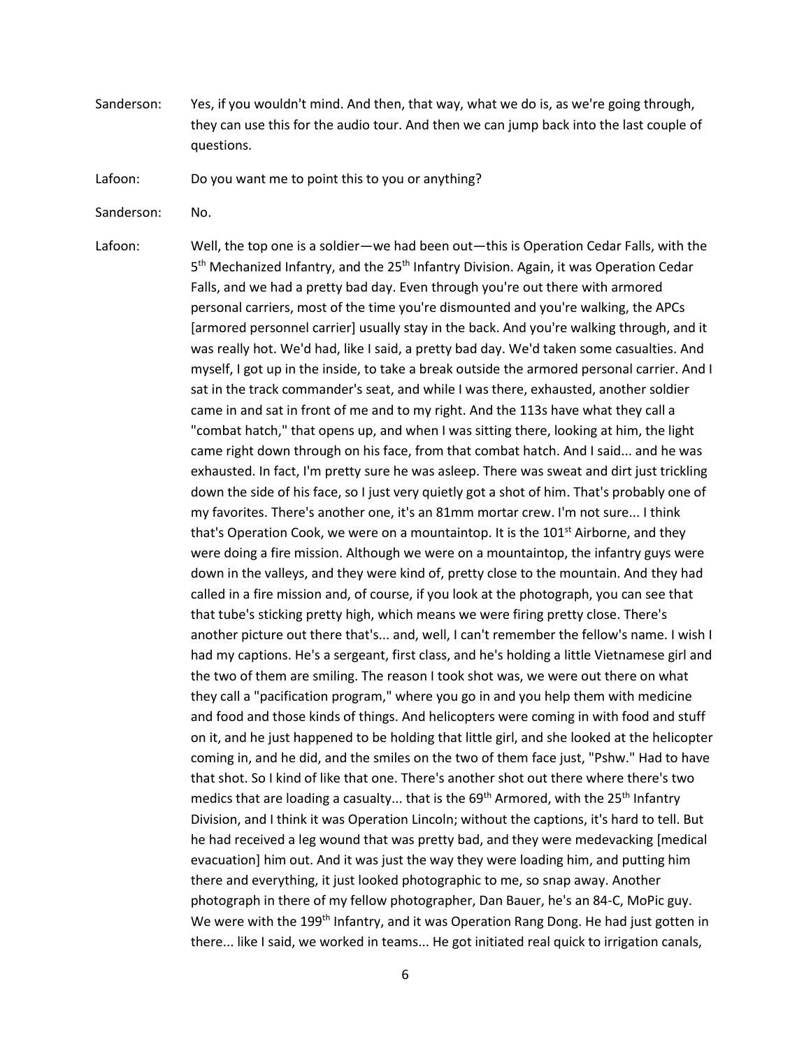Sanderson: Yes, if you wouldn't mind. And then, that way, what we do is, as we're going through, they can use this for the audio tour. And then we can jump back into the last couple of questions.

Lafoon: Do you want me to point this to you or anything?

Sanderson: No.

Lafoon: Well, the top one is a soldier—we had been out—this is Operation Cedar Falls, with the 5th Mechanized Infantry, and the 25th Infantry Division. Again, it was Operation Cedar Falls, and we had a pretty bad day. Even through you're out there with armored personal carriers, most of the time you're dismounted and you're walking, the APCs [armored personnel carrier] usually stay in the back. And you're walking through, and it was really hot. We'd had, like I said, a pretty bad day. We'd taken some casualties. And myself, I got up in the inside, to take a break outside the armored personal carrier. And I sat in the track commander's seat, and while I was there, exhausted, another soldier came in and sat in front of me and to my right. And the 113s have what they call a "combat hatch," that opens up, and when I was sitting there, looking at him, the light came right down through on his face, from that combat hatch. And I said... and he was exhausted. In fact, I'm pretty sure he was asleep. There was sweat and dirt just trickling down the side of his face, so I just very quietly got a shot of him. That's probably one of my favorites. There's another one, it's an 81mm mortar crew. I'm not sure... I think that's Operation Cook, we were on a mountaintop. It is the 101st Airborne, and they were doing a fire mission. Although we were on a mountaintop, the infantry guys were down in the valleys, and they were kind of, pretty close to the mountain. And they had called in a fire mission and, of course, if you look at the photograph, you can see that that tube's sticking pretty high, which means we were firing pretty close. There's another picture out there that's... and, well, I can't remember the fellow's name. I wish I had my captions. He's a sergeant, first class, and he's holding a little Vietnamese girl and the two of them are smiling. The reason I took shot was, we were out there on what they call a "pacification program," where you go in and you help them with medicine and food and those kinds of things. And helicopters were coming in with food and stuff on it, and he just happened to be holding that little girl, and she looked at the helicopter coming in, and he did, and the smiles on the two of them face just, "Pshw." Had to have that shot. So I kind of like that one. There's another shot out there where there's two medics that are loading a casualty... that is the 69th Armored, with the 25th Infantry Division, and I think it was Operation Lincoln; without the captions, it's hard to tell. But he had received a leg wound that was pretty bad, and they were medevacking [medical evacuation] him out. And it was just the way they were loading him, and putting him there and everything, it just looked photographic to me, so snap away. Another photograph in there of my fellow photographer, Dan Bauer, he's an 84-C, MoPic guy. We were with the 199th Infantry, and it was Operation Rang Dong. He had just gotten in there... like I said, we worked in teams... He got initiated real quick to irrigation canals,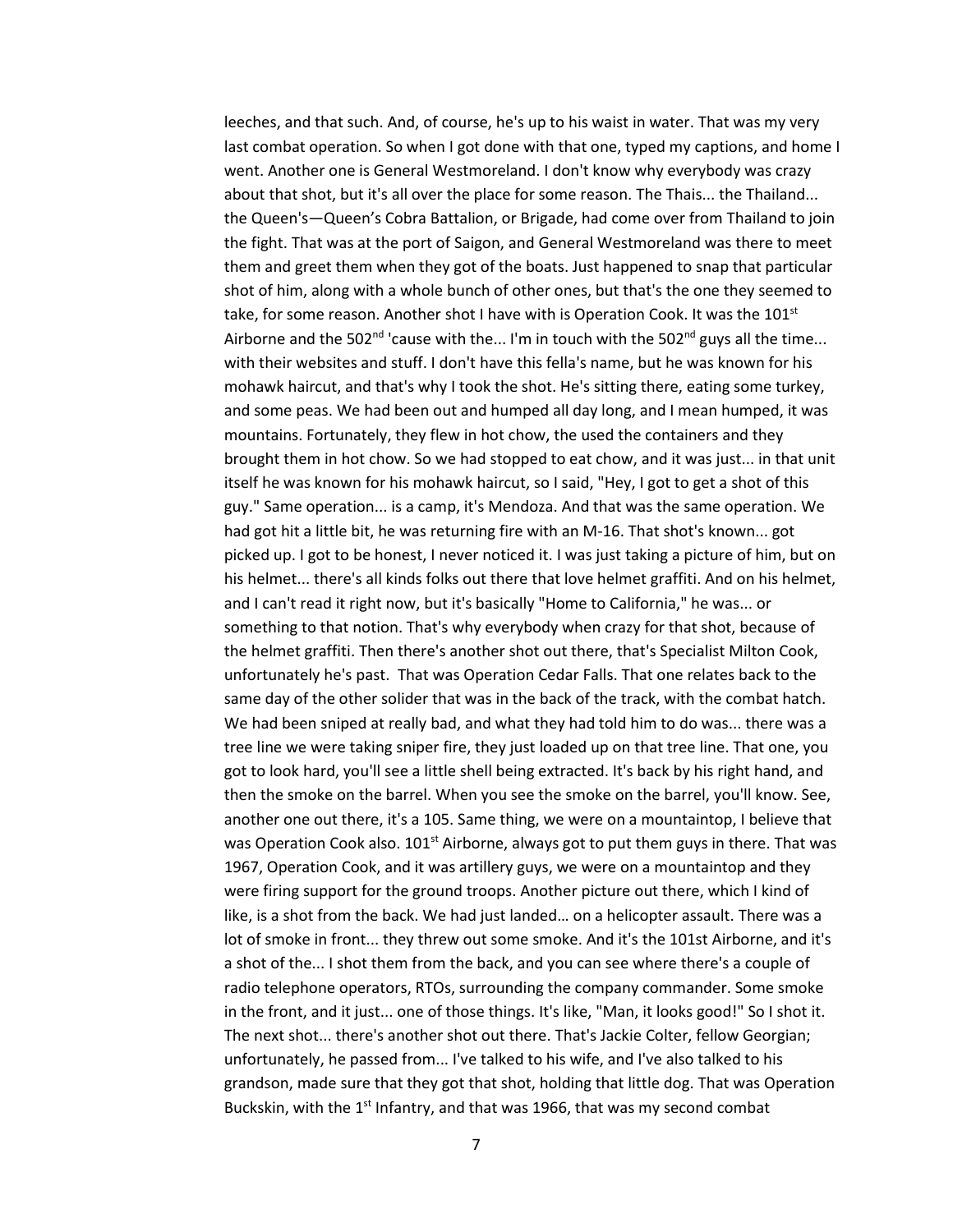leeches, and that such. And, of course, he's up to his waist in water. That was my very last combat operation. So when I got done with that one, typed my captions, and home I went. Another one is General Westmoreland. I don't know why everybody was crazy about that shot, but it's all over the place for some reason. The Thais... the Thailand... the Queen's—Queen's Cobra Battalion, or Brigade, had come over from Thailand to join the fight. That was at the port of Saigon, and General Westmoreland was there to meet them and greet them when they got of the boats. Just happened to snap that particular shot of him, along with a whole bunch of other ones, but that's the one they seemed to take, for some reason. Another shot I have with is Operation Cook. It was the 101st Airborne and the 502nd 'cause with the... I'm in touch with the 502nd guys all the time... with their websites and stuff. I don't have this fella's name, but he was known for his mohawk haircut, and that's why I took the shot. He's sitting there, eating some turkey, and some peas. We had been out and humped all day long, and I mean humped, it was mountains. Fortunately, they flew in hot chow, the used the containers and they brought them in hot chow. So we had stopped to eat chow, and it was just... in that unit itself he was known for his mohawk haircut, so I said, "Hey, I got to get a shot of this guy." Same operation... is a camp, it's Mendoza. And that was the same operation. We had got hit a little bit, he was returning fire with an M-16. That shot's known... got picked up. I got to be honest, I never noticed it. I was just taking a picture of him, but on his helmet... there's all kinds folks out there that love helmet graffiti. And on his helmet, and I can't read it right now, but it's basically "Home to California," he was... or something to that notion. That's why everybody when crazy for that shot, because of the helmet graffiti. Then there's another shot out there, that's Specialist Milton Cook, unfortunately he's past. That was Operation Cedar Falls. That one relates back to the same day of the other solider that was in the back of the track, with the combat hatch. We had been sniped at really bad, and what they had told him to do was... there was a tree line we were taking sniper fire, they just loaded up on that tree line. That one, you got to look hard, you'll see a little shell being extracted. It's back by his right hand, and then the smoke on the barrel. When you see the smoke on the barrel, you'll know. See, another one out there, it's a 105. Same thing, we were on a mountaintop, I believe that was Operation Cook also. 101st Airborne, always got to put them guys in there. That was 1967, Operation Cook, and it was artillery guys, we were on a mountaintop and they were firing support for the ground troops. Another picture out there, which I kind of like, is a shot from the back. We had just landed… on a helicopter assault. There was a lot of smoke in front... they threw out some smoke. And it's the 101st Airborne, and it's a shot of the... I shot them from the back, and you can see where there's a couple of radio telephone operators, RTOs, surrounding the company commander. Some smoke in the front, and it just... one of those things. It's like, "Man, it looks good!" So I shot it. The next shot... there's another shot out there. That's Jackie Colter, fellow Georgian; unfortunately, he passed from... I've talked to his wife, and I've also talked to his grandson, made sure that they got that shot, holding that little dog. That was Operation Buckskin, with the 1st Infantry, and that was 1966, that was my second combat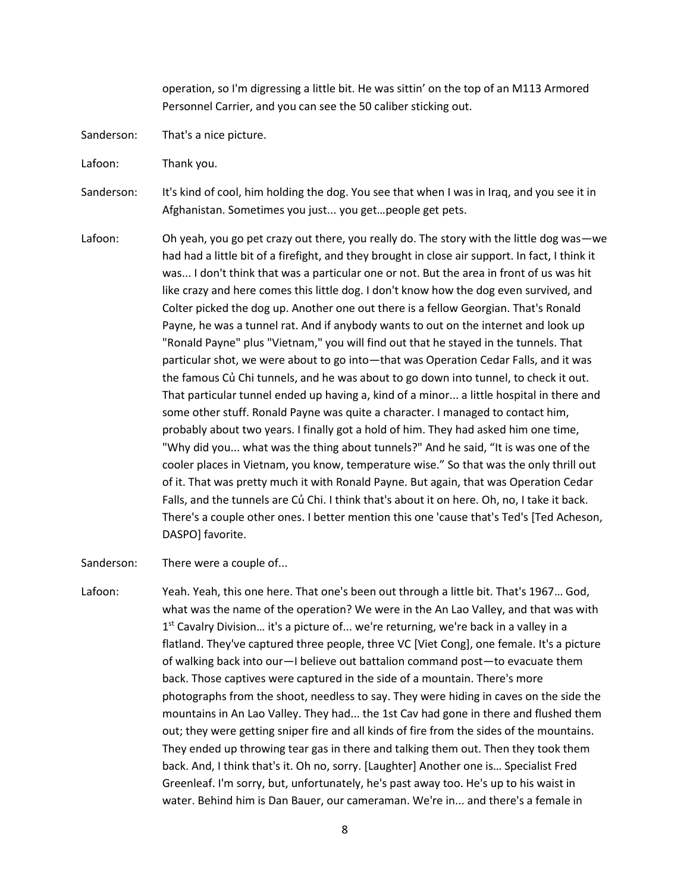operation, so I'm digressing a little bit. He was sittin' on the top of an M113 Armored Personnel Carrier, and you can see the 50 caliber sticking out.

Sanderson: That's a nice picture.

Lafoon: Thank you.

Sanderson: It's kind of cool, him holding the dog. You see that when I was in Iraq, and you see it in Afghanistan. Sometimes you just... you get…people get pets.

Lafoon: Oh yeah, you go pet crazy out there, you really do. The story with the little dog was—we had had a little bit of a firefight, and they brought in close air support. In fact, I think it was... I don't think that was a particular one or not. But the area in front of us was hit like crazy and here comes this little dog. I don't know how the dog even survived, and Colter picked the dog up. Another one out there is a fellow Georgian. That's Ronald Payne, he was a tunnel rat. And if anybody wants to out on the internet and look up "Ronald Payne" plus "Vietnam," you will find out that he stayed in the tunnels. That particular shot, we were about to go into—that was Operation Cedar Falls, and it was the famous Củ Chi tunnels, and he was about to go down into tunnel, to check it out. That particular tunnel ended up having a, kind of a minor... a little hospital in there and some other stuff. Ronald Payne was quite a character. I managed to contact him, probably about two years. I finally got a hold of him. They had asked him one time, "Why did you... what was the thing about tunnels?" And he said, "It is was one of the cooler places in Vietnam, you know, temperature wise." So that was the only thrill out of it. That was pretty much it with Ronald Payne. But again, that was Operation Cedar Falls, and the tunnels are Củ Chi. I think that's about it on here. Oh, no, I take it back. There's a couple other ones. I better mention this one 'cause that's Ted's [Ted Acheson, DASPO] favorite.

Sanderson: There were a couple of...

Lafoon: Yeah. Yeah, this one here. That one's been out through a little bit. That's 1967… God, what was the name of the operation? We were in the An Lao Valley, and that was with 1st Cavalry Division… it's a picture of... we're returning, we're back in a valley in a flatland. They've captured three people, three VC [Viet Cong], one female. It's a picture of walking back into our—I believe out battalion command post—to evacuate them back. Those captives were captured in the side of a mountain. There's more photographs from the shoot, needless to say. They were hiding in caves on the side the mountains in An Lao Valley. They had... the 1st Cav had gone in there and flushed them out; they were getting sniper fire and all kinds of fire from the sides of the mountains. They ended up throwing tear gas in there and talking them out. Then they took them back. And, I think that's it. Oh no, sorry. [Laughter] Another one is… Specialist Fred Greenleaf. I'm sorry, but, unfortunately, he's past away too. He's up to his waist in water. Behind him is Dan Bauer, our cameraman. We're in... and there's a female in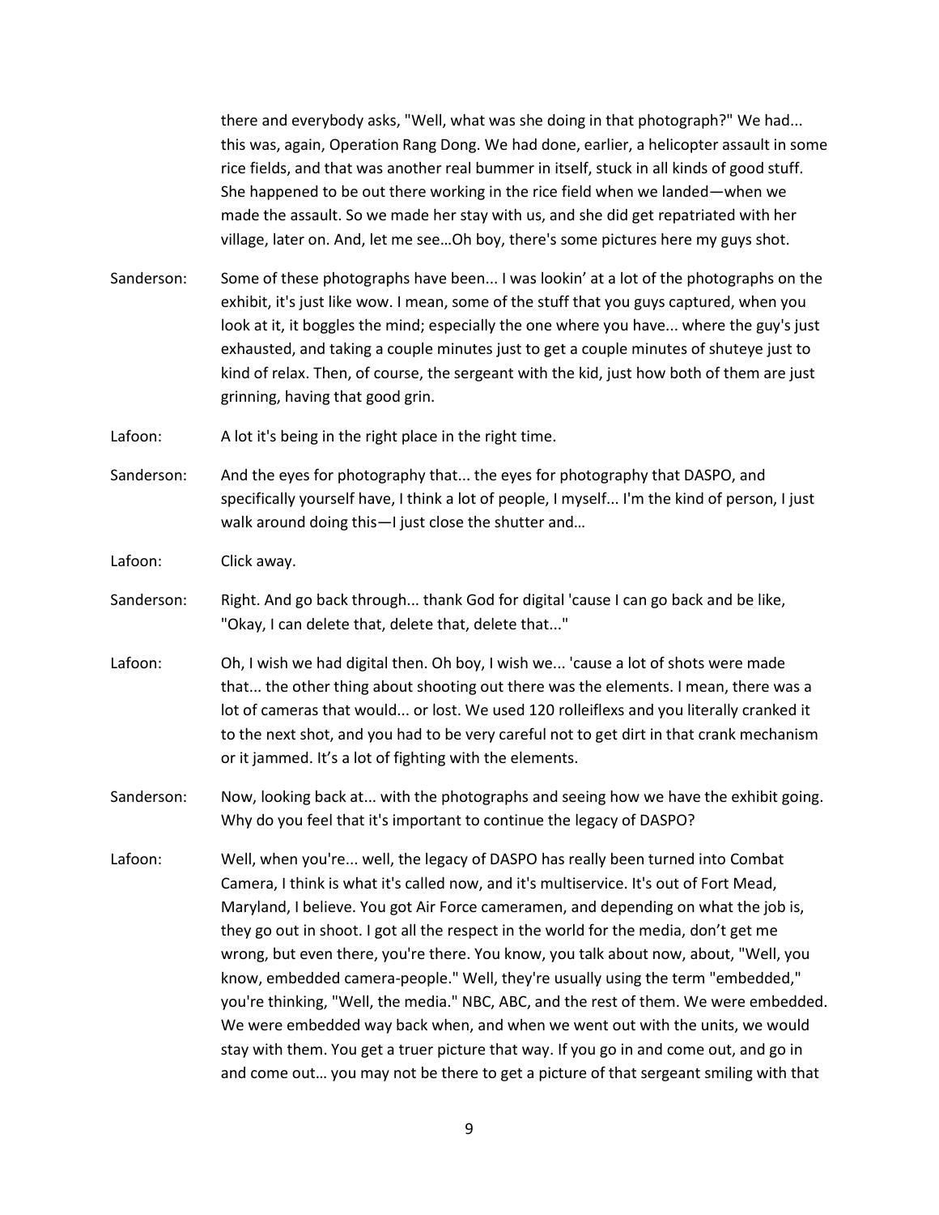there and everybody asks, "Well, what was she doing in that photograph?" We had... this was, again, Operation Rang Dong. We had done, earlier, a helicopter assault in some rice fields, and that was another real bummer in itself, stuck in all kinds of good stuff. She happened to be out there working in the rice field when we landed—when we made the assault. So we made her stay with us, and she did get repatriated with her village, later on. And, let me see…Oh boy, there's some pictures here my guys shot.

Sanderson: Some of these photographs have been... I was lookin' at a lot of the photographs on the exhibit, it's just like wow. I mean, some of the stuff that you guys captured, when you look at it, it boggles the mind; especially the one where you have... where the guy's just exhausted, and taking a couple minutes just to get a couple minutes of shuteye just to kind of relax. Then, of course, the sergeant with the kid, just how both of them are just grinning, having that good grin.

Lafoon: A lot it's being in the right place in the right time.

Sanderson: And the eyes for photography that... the eyes for photography that DASPO, and specifically yourself have, I think a lot of people, I myself... I'm the kind of person, I just walk around doing this—I just close the shutter and…

Lafoon: Click away.

Sanderson: Right. And go back through... thank God for digital 'cause I can go back and be like, "Okay, I can delete that, delete that, delete that..."

Lafoon: Oh, I wish we had digital then. Oh boy, I wish we... 'cause a lot of shots were made that... the other thing about shooting out there was the elements. I mean, there was a lot of cameras that would... or lost. We used 120 rolleiflexs and you literally cranked it to the next shot, and you had to be very careful not to get dirt in that crank mechanism or it jammed. It's a lot of fighting with the elements.

Sanderson: Now, looking back at... with the photographs and seeing how we have the exhibit going. Why do you feel that it's important to continue the legacy of DASPO?

Lafoon: Well, when you're... well, the legacy of DASPO has really been turned into Combat Camera, I think is what it's called now, and it's multiservice. It's out of Fort Mead, Maryland, I believe. You got Air Force cameramen, and depending on what the job is, they go out in shoot. I got all the respect in the world for the media, don't get me wrong, but even there, you're there. You know, you talk about now, about, "Well, you know, embedded camera-people." Well, they're usually using the term "embedded," you're thinking, "Well, the media." NBC, ABC, and the rest of them. We were embedded. We were embedded way back when, and when we went out with the units, we would stay with them. You get a truer picture that way. If you go in and come out, and go in and come out… you may not be there to get a picture of that sergeant smiling with that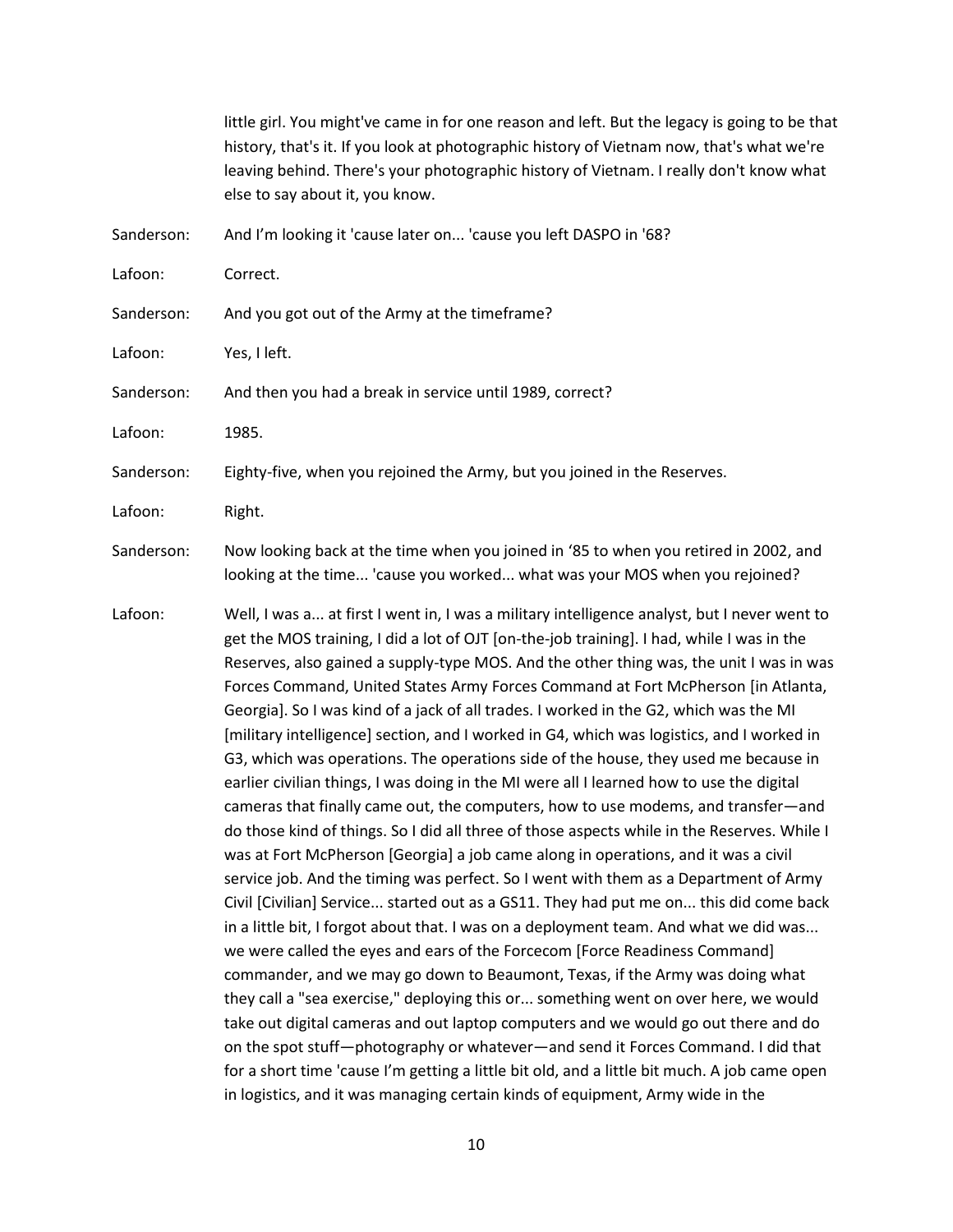little girl. You might've came in for one reason and left. But the legacy is going to be that history, that's it. If you look at photographic history of Vietnam now, that's what we're leaving behind. There's your photographic history of Vietnam. I really don't know what else to say about it, you know.

Sanderson: And I'm looking it 'cause later on... 'cause you left DASPO in '68?

Lafoon: Correct.

Sanderson: And you got out of the Army at the timeframe?

Lafoon: Yes, I left.

Sanderson: And then you had a break in service until 1989, correct?

Lafoon: 1985.

Sanderson: Eighty-five, when you rejoined the Army, but you joined in the Reserves.

Lafoon: Right.

Sanderson: Now looking back at the time when you joined in '85 to when you retired in 2002, and looking at the time... 'cause you worked... what was your MOS when you rejoined?

Lafoon: Well, I was a... at first I went in, I was a military intelligence analyst, but I never went to get the MOS training, I did a lot of OJT [on-the-job training]. I had, while I was in the Reserves, also gained a supply-type MOS. And the other thing was, the unit I was in was Forces Command, United States Army Forces Command at Fort McPherson [in Atlanta, Georgia]. So I was kind of a jack of all trades. I worked in the G2, which was the MI [military intelligence] section, and I worked in G4, which was logistics, and I worked in G3, which was operations. The operations side of the house, they used me because in earlier civilian things, I was doing in the MI were all I learned how to use the digital cameras that finally came out, the computers, how to use modems, and transfer—and do those kind of things. So I did all three of those aspects while in the Reserves. While I was at Fort McPherson [Georgia] a job came along in operations, and it was a civil service job. And the timing was perfect. So I went with them as a Department of Army Civil [Civilian] Service... started out as a GS11. They had put me on... this did come back in a little bit, I forgot about that. I was on a deployment team. And what we did was... we were called the eyes and ears of the Forcecom [Force Readiness Command] commander, and we may go down to Beaumont, Texas, if the Army was doing what they call a "sea exercise," deploying this or... something went on over here, we would take out digital cameras and out laptop computers and we would go out there and do on the spot stuff—photography or whatever—and send it Forces Command. I did that for a short time 'cause I'm getting a little bit old, and a little bit much. A job came open in logistics, and it was managing certain kinds of equipment, Army wide in the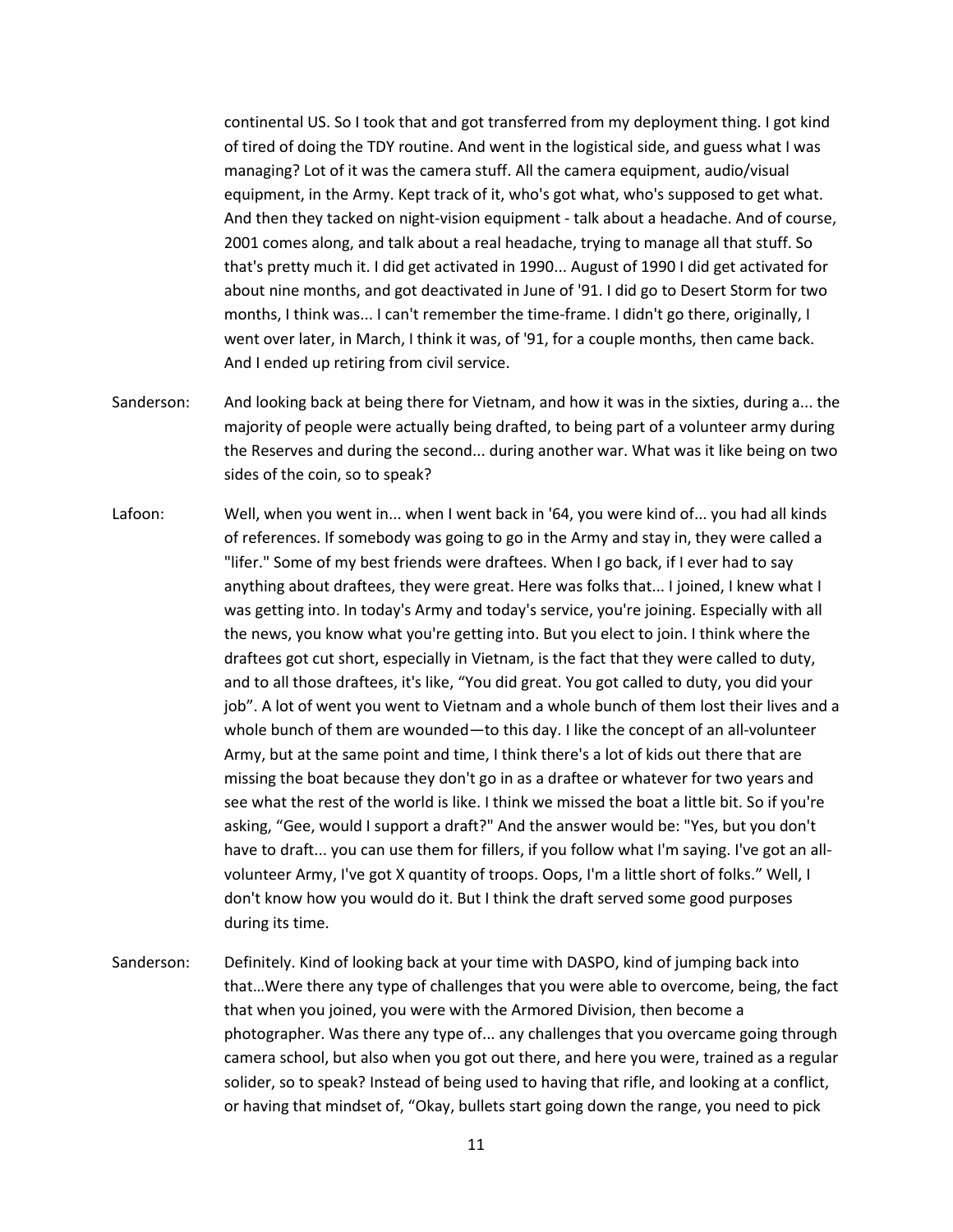continental US. So I took that and got transferred from my deployment thing. I got kind of tired of doing the TDY routine. And went in the logistical side, and guess what I was managing? Lot of it was the camera stuff. All the camera equipment, audio/visual equipment, in the Army. Kept track of it, who's got what, who's supposed to get what. And then they tacked on night-vision equipment - talk about a headache. And of course, 2001 comes along, and talk about a real headache, trying to manage all that stuff. So that's pretty much it. I did get activated in 1990... August of 1990 I did get activated for about nine months, and got deactivated in June of '91. I did go to Desert Storm for two months, I think was... I can't remember the time-frame. I didn't go there, originally, I went over later, in March, I think it was, of '91, for a couple months, then came back. And I ended up retiring from civil service.

Sanderson: And looking back at being there for Vietnam, and how it was in the sixties, during a... the majority of people were actually being drafted, to being part of a volunteer army during the Reserves and during the second... during another war. What was it like being on two sides of the coin, so to speak?

Lafoon: Well, when you went in... when I went back in '64, you were kind of... you had all kinds of references. If somebody was going to go in the Army and stay in, they were called a "lifer." Some of my best friends were draftees. When I go back, if I ever had to say anything about draftees, they were great. Here was folks that... I joined, I knew what I was getting into. In today's Army and today's service, you're joining. Especially with all the news, you know what you're getting into. But you elect to join. I think where the draftees got cut short, especially in Vietnam, is the fact that they were called to duty, and to all those draftees, it's like, "You did great. You got called to duty, you did your job". A lot of went you went to Vietnam and a whole bunch of them lost their lives and a whole bunch of them are wounded—to this day. I like the concept of an all-volunteer Army, but at the same point and time, I think there's a lot of kids out there that are missing the boat because they don't go in as a draftee or whatever for two years and see what the rest of the world is like. I think we missed the boat a little bit. So if you're asking, "Gee, would I support a draft?" And the answer would be: "Yes, but you don't have to draft... you can use them for fillers, if you follow what I'm saying. I've got an all-volunteer Army, I've got X quantity of troops. Oops, I'm a little short of folks." Well, I don't know how you would do it. But I think the draft served some good purposes during its time.

Sanderson: Definitely. Kind of looking back at your time with DASPO, kind of jumping back into that…Were there any type of challenges that you were able to overcome, being, the fact that when you joined, you were with the Armored Division, then become a photographer. Was there any type of... any challenges that you overcame going through camera school, but also when you got out there, and here you were, trained as a regular solider, so to speak? Instead of being used to having that rifle, and looking at a conflict, or having that mindset of, "Okay, bullets start going down the range, you need to pick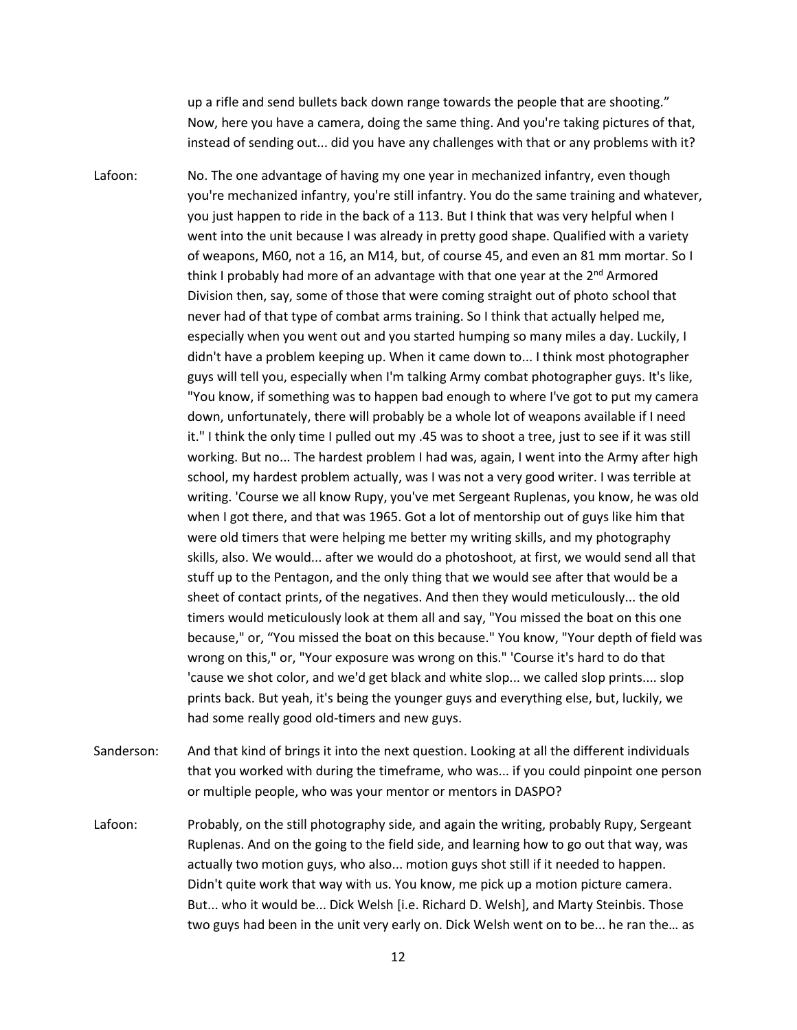up a rifle and send bullets back down range towards the people that are shooting." Now, here you have a camera, doing the same thing. And you're taking pictures of that, instead of sending out... did you have any challenges with that or any problems with it?

Lafoon: No. The one advantage of having my one year in mechanized infantry, even though you're mechanized infantry, you're still infantry. You do the same training and whatever, you just happen to ride in the back of a 113. But I think that was very helpful when I went into the unit because I was already in pretty good shape. Qualified with a variety of weapons, M60, not a 16, an M14, but, of course 45, and even an 81 mm mortar. So I think I probably had more of an advantage with that one year at the 2nd Armored Division then, say, some of those that were coming straight out of photo school that never had of that type of combat arms training. So I think that actually helped me, especially when you went out and you started humping so many miles a day. Luckily, I didn't have a problem keeping up. When it came down to... I think most photographer guys will tell you, especially when I'm talking Army combat photographer guys. It's like, "You know, if something was to happen bad enough to where I've got to put my camera down, unfortunately, there will probably be a whole lot of weapons available if I need it." I think the only time I pulled out my .45 was to shoot a tree, just to see if it was still working. But no... The hardest problem I had was, again, I went into the Army after high school, my hardest problem actually, was I was not a very good writer. I was terrible at writing. 'Course we all know Rupy, you've met Sergeant Ruplenas, you know, he was old when I got there, and that was 1965. Got a lot of mentorship out of guys like him that were old timers that were helping me better my writing skills, and my photography skills, also. We would... after we would do a photoshoot, at first, we would send all that stuff up to the Pentagon, and the only thing that we would see after that would be a sheet of contact prints, of the negatives. And then they would meticulously... the old timers would meticulously look at them all and say, "You missed the boat on this one because," or, "You missed the boat on this because." You know, "Your depth of field was wrong on this," or, "Your exposure was wrong on this." 'Course it's hard to do that 'cause we shot color, and we'd get black and white slop... we called slop prints.... slop prints back. But yeah, it's being the younger guys and everything else, but, luckily, we had some really good old-timers and new guys.

Sanderson: And that kind of brings it into the next question. Looking at all the different individuals that you worked with during the timeframe, who was... if you could pinpoint one person or multiple people, who was your mentor or mentors in DASPO?

Lafoon: Probably, on the still photography side, and again the writing, probably Rupy, Sergeant Ruplenas. And on the going to the field side, and learning how to go out that way, was actually two motion guys, who also... motion guys shot still if it needed to happen. Didn't quite work that way with us. You know, me pick up a motion picture camera. But... who it would be... Dick Welsh [i.e. Richard D. Welsh], and Marty Steinbis. Those two guys had been in the unit very early on. Dick Welsh went on to be... he ran the… as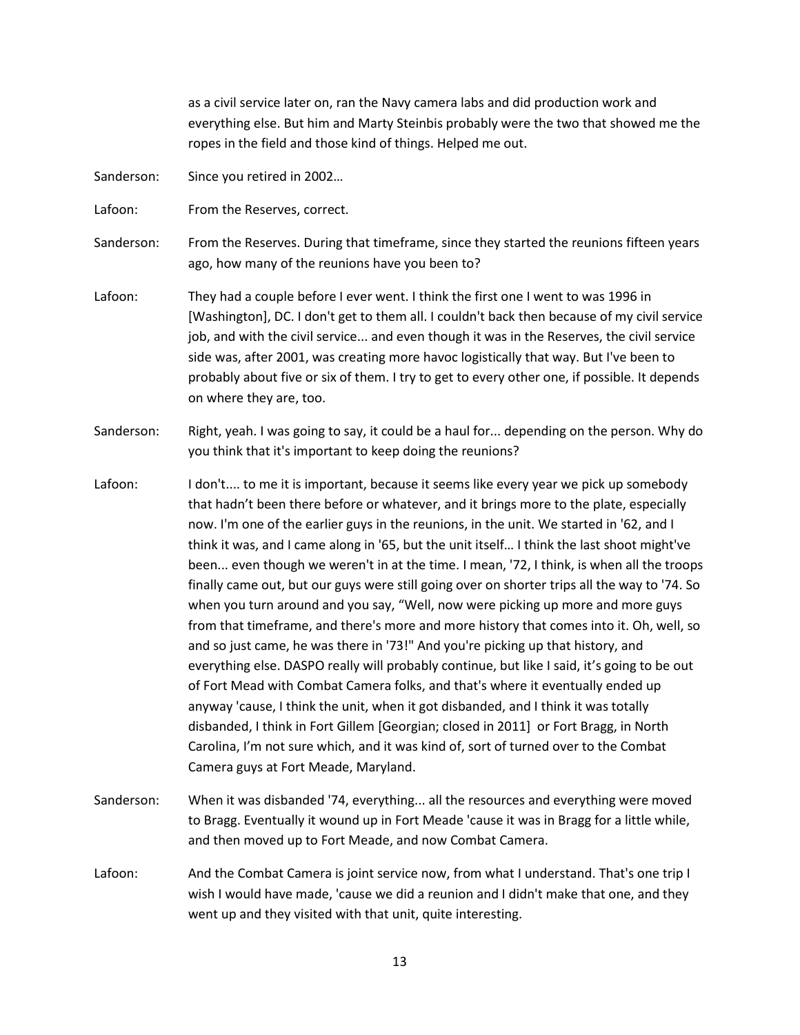as a civil service later on, ran the Navy camera labs and did production work and everything else. But him and Marty Steinbis probably were the two that showed me the ropes in the field and those kind of things. Helped me out.

Sanderson: Since you retired in 2002…

Lafoon: From the Reserves, correct.

Sanderson: From the Reserves. During that timeframe, since they started the reunions fifteen years ago, how many of the reunions have you been to?

Lafoon: They had a couple before I ever went. I think the first one I went to was 1996 in [Washington], DC. I don't get to them all. I couldn't back then because of my civil service job, and with the civil service... and even though it was in the Reserves, the civil service side was, after 2001, was creating more havoc logistically that way. But I've been to probably about five or six of them. I try to get to every other one, if possible. It depends on where they are, too.

Sanderson: Right, yeah. I was going to say, it could be a haul for... depending on the person. Why do you think that it's important to keep doing the reunions?

Lafoon: I don't.... to me it is important, because it seems like every year we pick up somebody that hadn't been there before or whatever, and it brings more to the plate, especially now. I'm one of the earlier guys in the reunions, in the unit. We started in '62, and I think it was, and I came along in '65, but the unit itself… I think the last shoot might've been... even though we weren't in at the time. I mean, '72, I think, is when all the troops finally came out, but our guys were still going over on shorter trips all the way to '74. So when you turn around and you say, "Well, now were picking up more and more guys from that timeframe, and there's more and more history that comes into it. Oh, well, so and so just came, he was there in '73!" And you're picking up that history, and everything else. DASPO really will probably continue, but like I said, it's going to be out of Fort Mead with Combat Camera folks, and that's where it eventually ended up anyway 'cause, I think the unit, when it got disbanded, and I think it was totally disbanded, I think in Fort Gillem [Georgian; closed in 2011] or Fort Bragg, in North Carolina, I'm not sure which, and it was kind of, sort of turned over to the Combat Camera guys at Fort Meade, Maryland.

Sanderson: When it was disbanded '74, everything... all the resources and everything were moved to Bragg. Eventually it wound up in Fort Meade 'cause it was in Bragg for a little while, and then moved up to Fort Meade, and now Combat Camera.

Lafoon: And the Combat Camera is joint service now, from what I understand. That's one trip I wish I would have made, 'cause we did a reunion and I didn't make that one, and they went up and they visited with that unit, quite interesting.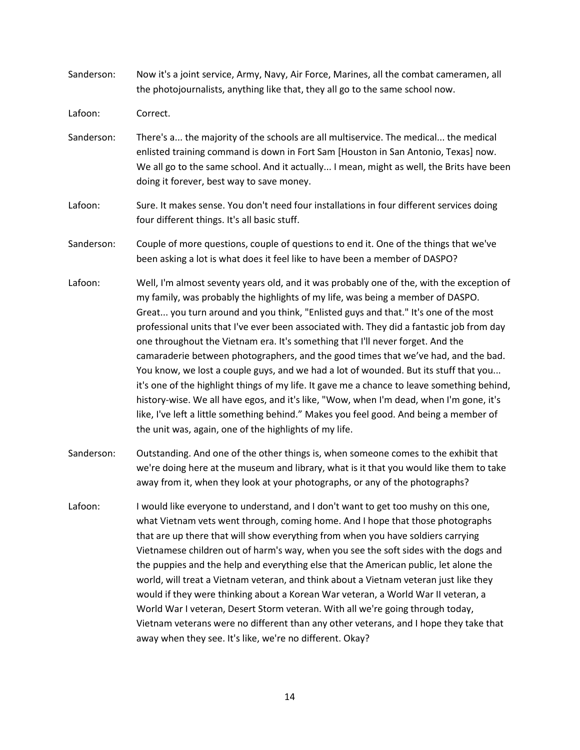Sanderson: Now it's a joint service, Army, Navy, Air Force, Marines, all the combat cameramen, all the photojournalists, anything like that, they all go to the same school now.

Lafoon: Correct.

Sanderson: There's a... the majority of the schools are all multiservice. The medical... the medical enlisted training command is down in Fort Sam [Houston in San Antonio, Texas] now. We all go to the same school. And it actually... I mean, might as well, the Brits have been doing it forever, best way to save money.

Lafoon: Sure. It makes sense. You don't need four installations in four different services doing four different things. It's all basic stuff.

Sanderson: Couple of more questions, couple of questions to end it. One of the things that we've been asking a lot is what does it feel like to have been a member of DASPO?

Lafoon: Well, I'm almost seventy years old, and it was probably one of the, with the exception of my family, was probably the highlights of my life, was being a member of DASPO. Great... you turn around and you think, "Enlisted guys and that." It's one of the most professional units that I've ever been associated with. They did a fantastic job from day one throughout the Vietnam era. It's something that I'll never forget. And the camaraderie between photographers, and the good times that we've had, and the bad. You know, we lost a couple guys, and we had a lot of wounded. But its stuff that you... it's one of the highlight things of my life. It gave me a chance to leave something behind, history-wise. We all have egos, and it's like, "Wow, when I'm dead, when I'm gone, it's like, I've left a little something behind." Makes you feel good. And being a member of the unit was, again, one of the highlights of my life.

Sanderson: Outstanding. And one of the other things is, when someone comes to the exhibit that we're doing here at the museum and library, what is it that you would like them to take away from it, when they look at your photographs, or any of the photographs?

Lafoon: I would like everyone to understand, and I don't want to get too mushy on this one, what Vietnam vets went through, coming home. And I hope that those photographs that are up there that will show everything from when you have soldiers carrying Vietnamese children out of harm's way, when you see the soft sides with the dogs and the puppies and the help and everything else that the American public, let alone the world, will treat a Vietnam veteran, and think about a Vietnam veteran just like they would if they were thinking about a Korean War veteran, a World War II veteran, a World War I veteran, Desert Storm veteran. With all we're going through today, Vietnam veterans were no different than any other veterans, and I hope they take that away when they see. It's like, we're no different. Okay?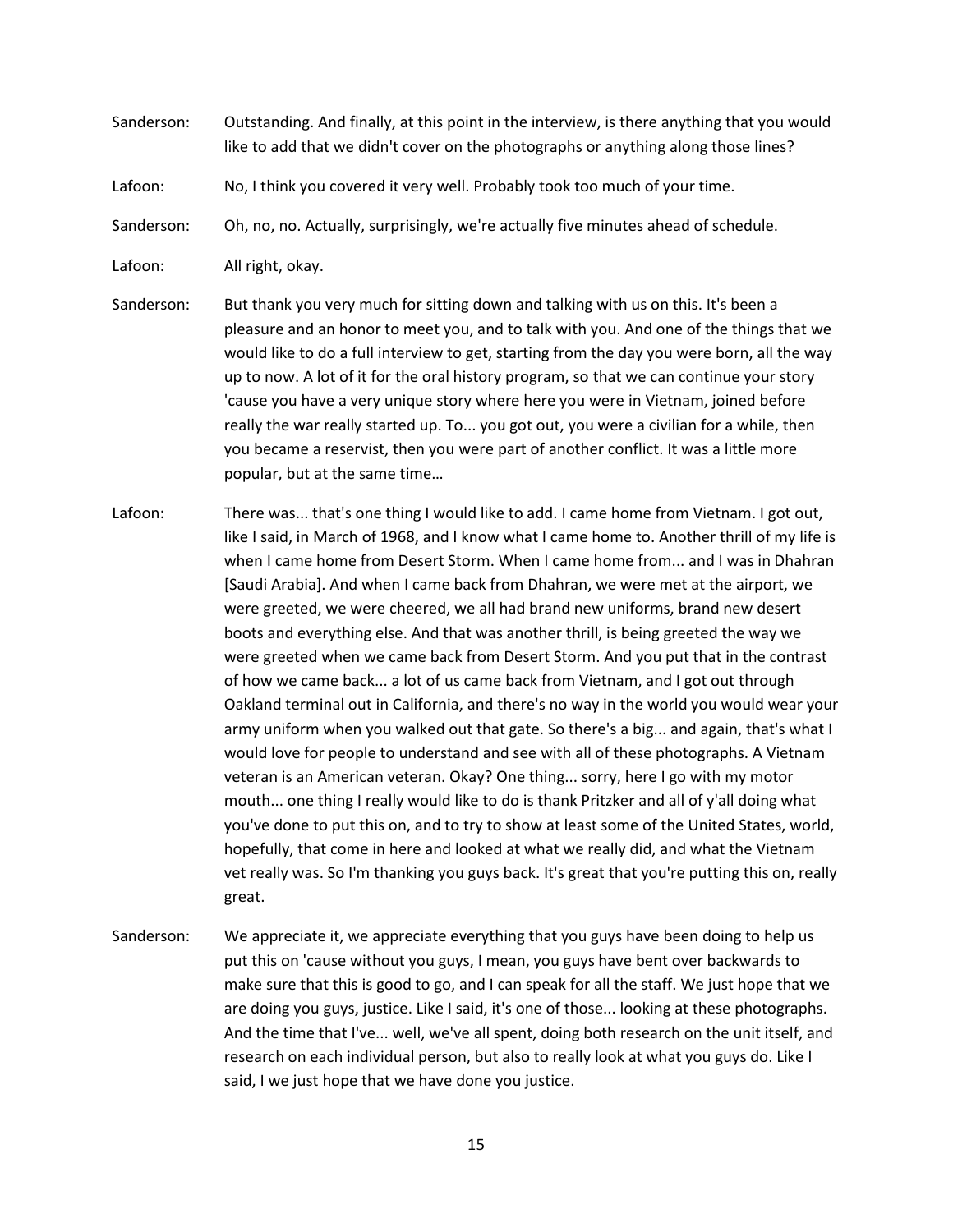Sanderson: Outstanding. And finally, at this point in the interview, is there anything that you would like to add that we didn't cover on the photographs or anything along those lines?

Lafoon: No, I think you covered it very well. Probably took too much of your time.

Sanderson: Oh, no, no. Actually, surprisingly, we're actually five minutes ahead of schedule.

Lafoon: All right, okay.

Sanderson: But thank you very much for sitting down and talking with us on this. It's been a pleasure and an honor to meet you, and to talk with you. And one of the things that we would like to do a full interview to get, starting from the day you were born, all the way up to now. A lot of it for the oral history program, so that we can continue your story 'cause you have a very unique story where here you were in Vietnam, joined before really the war really started up. To... you got out, you were a civilian for a while, then you became a reservist, then you were part of another conflict. It was a little more popular, but at the same time…

Lafoon: There was... that's one thing I would like to add. I came home from Vietnam. I got out, like I said, in March of 1968, and I know what I came home to. Another thrill of my life is when I came home from Desert Storm. When I came home from... and I was in Dhahran [Saudi Arabia]. And when I came back from Dhahran, we were met at the airport, we were greeted, we were cheered, we all had brand new uniforms, brand new desert boots and everything else. And that was another thrill, is being greeted the way we were greeted when we came back from Desert Storm. And you put that in the contrast of how we came back... a lot of us came back from Vietnam, and I got out through Oakland terminal out in California, and there's no way in the world you would wear your army uniform when you walked out that gate. So there's a big... and again, that's what I would love for people to understand and see with all of these photographs. A Vietnam veteran is an American veteran. Okay? One thing... sorry, here I go with my motor mouth... one thing I really would like to do is thank Pritzker and all of y'all doing what you've done to put this on, and to try to show at least some of the United States, world, hopefully, that come in here and looked at what we really did, and what the Vietnam vet really was. So I'm thanking you guys back. It's great that you're putting this on, really great.

Sanderson: We appreciate it, we appreciate everything that you guys have been doing to help us put this on 'cause without you guys, I mean, you guys have bent over backwards to make sure that this is good to go, and I can speak for all the staff. We just hope that we are doing you guys, justice. Like I said, it's one of those... looking at these photographs. And the time that I've... well, we've all spent, doing both research on the unit itself, and research on each individual person, but also to really look at what you guys do. Like I said, I we just hope that we have done you justice.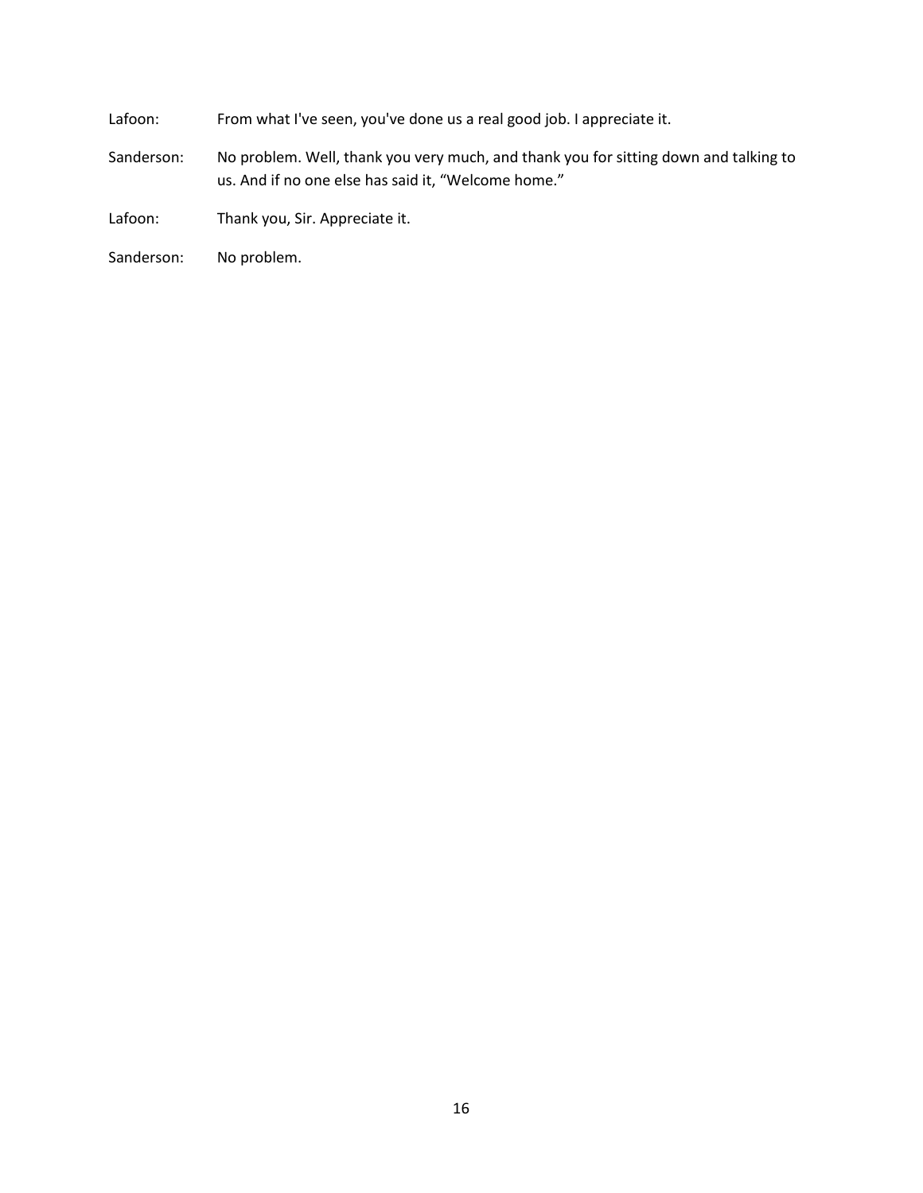Lafoon: From what I've seen, you've done us a real good job. I appreciate it.

Sanderson: No problem. Well, thank you very much, and thank you for sitting down and talking to us. And if no one else has said it, "Welcome home."

Lafoon: Thank you, Sir. Appreciate it.

Sanderson: No problem.